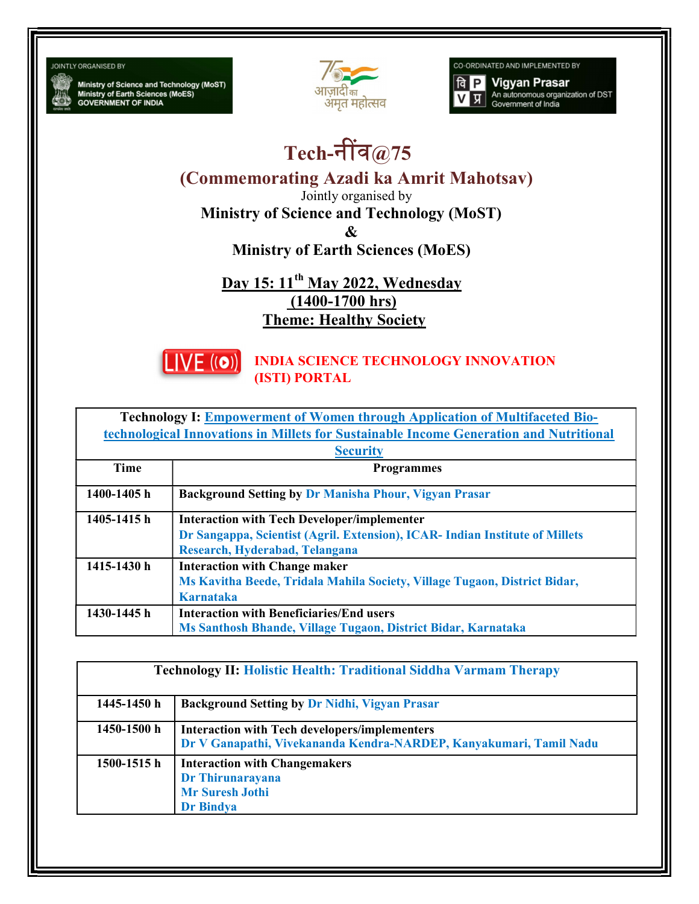JOINTLY ORGANISED BY

Ministry of Science and Technology (MoST)
Ministry of Earth Sciences (MoES)
GOVERNMENT OF INDIA

आज़ादी का अमृत महोत्सव

CO-ORDINATED AND IMPLEMENTED BY

Vigyan Prasar
An autonomous organization of DST
Government of India

# Tech-नींव@75

## (Commemorating Azadi ka Amrit Mahotsav)

Jointly organised by

**Ministry of Science and Technology (MoST)**

**&**

**Ministry of Earth Sciences (MoES)**

**Day 15: 11th May 2022, Wednesday**

**(1400-1700 hrs)**

**Theme: Healthy Society**

LIVE **INDIA SCIENCE TECHNOLOGY INNOVATION (ISTI) PORTAL**

| **Technology I: Empowerment of Women through Application of Multifaceted Bio-technological Innovations in Millets for Sustainable Income Generation and Nutritional Security** | |
|---|---|
| **Time** | **Programmes** |
| **1400-1405 h** | **Background Setting by Dr Manisha Phour, Vigyan Prasar** |
| **1405-1415 h** | **Interaction with Tech Developer/implementer**<br>**Dr Sangappa, Scientist (Agril. Extension), ICAR- Indian Institute of Millets Research, Hyderabad, Telangana** |
| **1415-1430 h** | **Interaction with Change maker**<br>**Ms Kavitha Beede, Tridala Mahila Society, Village Tugaon, District Bidar, Karnataka** |
| **1430-1445 h** | **Interaction with Beneficiaries/End users**<br>**Ms Santhosh Bhande, Village Tugaon, District Bidar, Karnataka** |

| **Technology II: Holistic Health: Traditional Siddha Varmam Therapy** | |
|---|---|
| **1445-1450 h** | **Background Setting by Dr Nidhi, Vigyan Prasar** |
| **1450-1500 h** | **Interaction with Tech developers/implementers**<br>**Dr V Ganapathi, Vivekananda Kendra-NARDEP, Kanyakumari, Tamil Nadu** |
| **1500-1515 h** | **Interaction with Changemakers**<br>**Dr Thirunarayana**<br>**Mr Suresh Jothi**<br>**Dr Bindya** |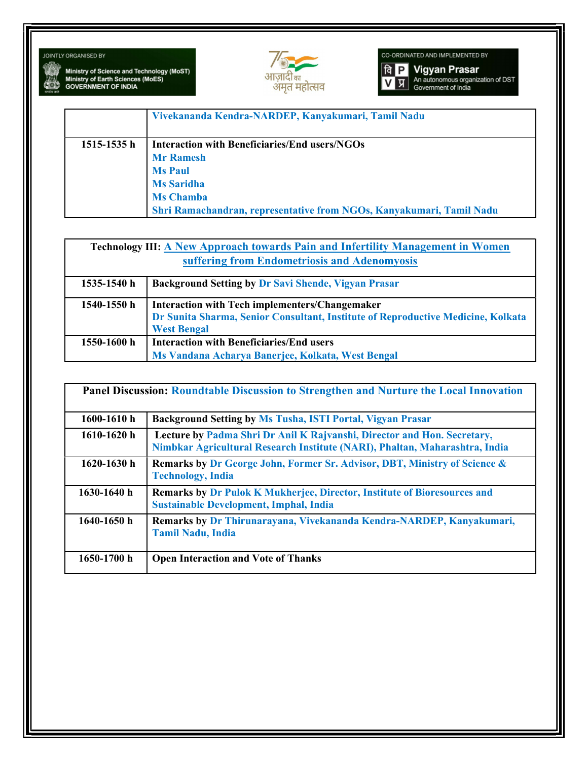JOINTLY ORGANISED BY Ministry of Science and Technology (MoST) Ministry of Earth Sciences (MoES) GOVERNMENT OF INDIA

आज़ादी का अमृत महोत्सव

CO-ORDINATED AND IMPLEMENTED BY Vigyan Prasar An autonomous organization of DST Government of India

| | |
|---|---|
| | Vivekananda Kendra-NARDEP, Kanyakumari, Tamil Nadu |
| 1515-1535 h | **Interaction with Beneficiaries/End users/NGOs**<br>Mr Ramesh<br>Ms Paul<br>Ms Saridha<br>Ms Chamba<br>Shri Ramachandran, representative from NGOs, Kanyakumari, Tamil Nadu |

**Technology III: A New Approach towards Pain and Infertility Management in Women suffering from Endometriosis and Adenomyosis**

| | |
|---|---|
| 1535-1540 h | **Background Setting by** Dr Savi Shende, Vigyan Prasar |
| 1540-1550 h | **Interaction with Tech implementers/Changemaker**<br>Dr Sunita Sharma, Senior Consultant, Institute of Reproductive Medicine, Kolkata West Bengal |
| 1550-1600 h | **Interaction with Beneficiaries/End users**<br>Ms Vandana Acharya Banerjee, Kolkata, West Bengal |

**Panel Discussion: Roundtable Discussion to Strengthen and Nurture the Local Innovation**

| | |
|---|---|
| 1600-1610 h | **Background Setting by** Ms Tusha, ISTI Portal, Vigyan Prasar |
| 1610-1620 h | **Lecture by** Padma Shri Dr Anil K Rajvanshi, Director and Hon. Secretary, Nimbkar Agricultural Research Institute (NARI), Phaltan, Maharashtra, India |
| 1620-1630 h | **Remarks by** Dr George John, Former Sr. Advisor, DBT, Ministry of Science & Technology, India |
| 1630-1640 h | **Remarks by** Dr Pulok K Mukherjee, Director, Institute of Bioresources and Sustainable Development, Imphal, India |
| 1640-1650 h | **Remarks by** Dr Thirunarayana, Vivekananda Kendra-NARDEP, Kanyakumari, Tamil Nadu, India |
| 1650-1700 h | **Open Interaction and Vote of Thanks** |